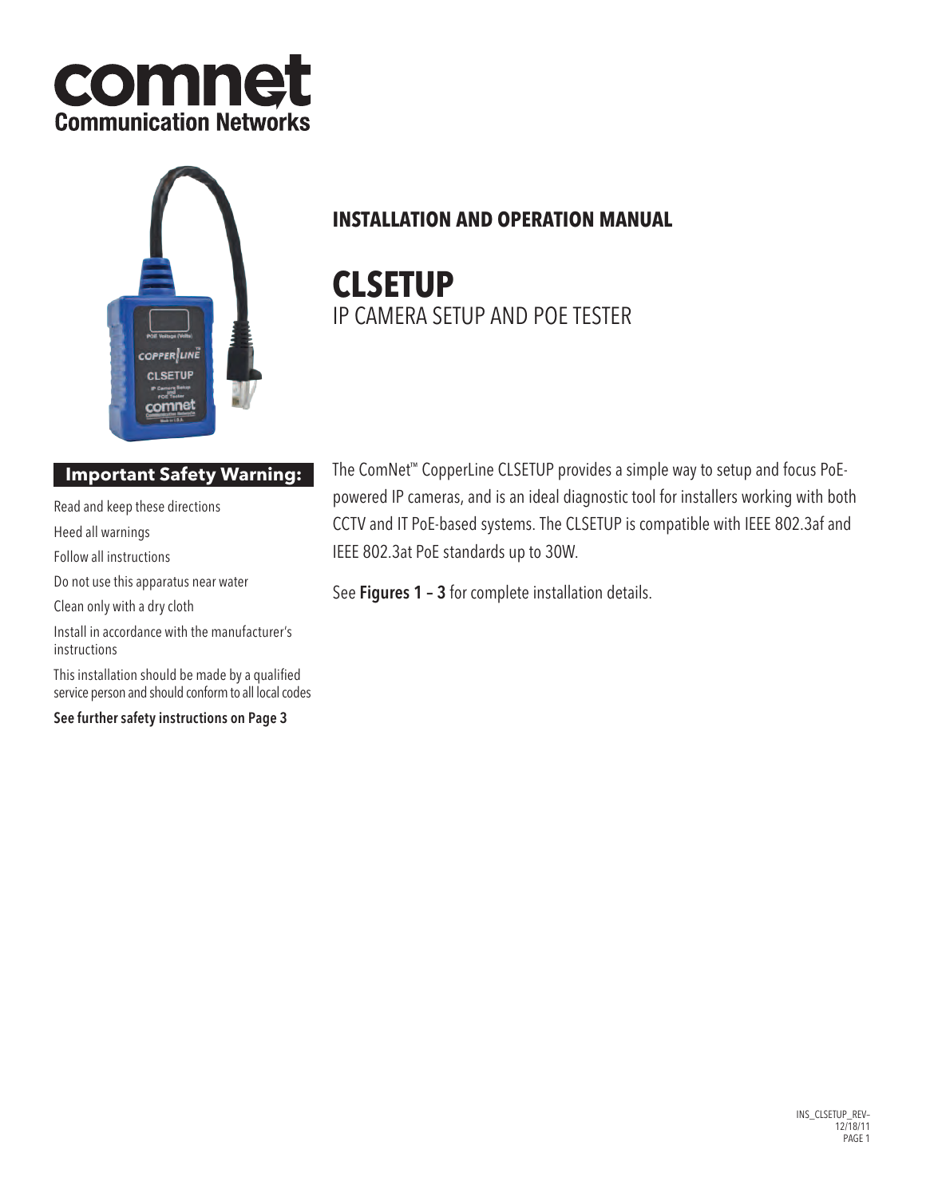comnet
Communication Networks

# INSTALLATION AND OPERATION MANUAL

## CLSETUP
IP CAMERA SETUP AND POE TESTER

**Important Safety Warning:**

Read and keep these directions

Heed all warnings

Follow all instructions

Do not use this apparatus near water

Clean only with a dry cloth

Install in accordance with the manufacturer's instructions

This installation should be made by a qualified service person and should conform to all local codes

**See further safety instructions on Page 3**

The ComNet™ CopperLine CLSETUP provides a simple way to setup and focus PoE-powered IP cameras, and is an ideal diagnostic tool for installers working with both CCTV and IT PoE-based systems. The CLSETUP is compatible with IEEE 802.3af and IEEE 802.3at PoE standards up to 30W.

See **Figures 1 – 3** for complete installation details.

INS_CLSETUP_REV–
12/18/11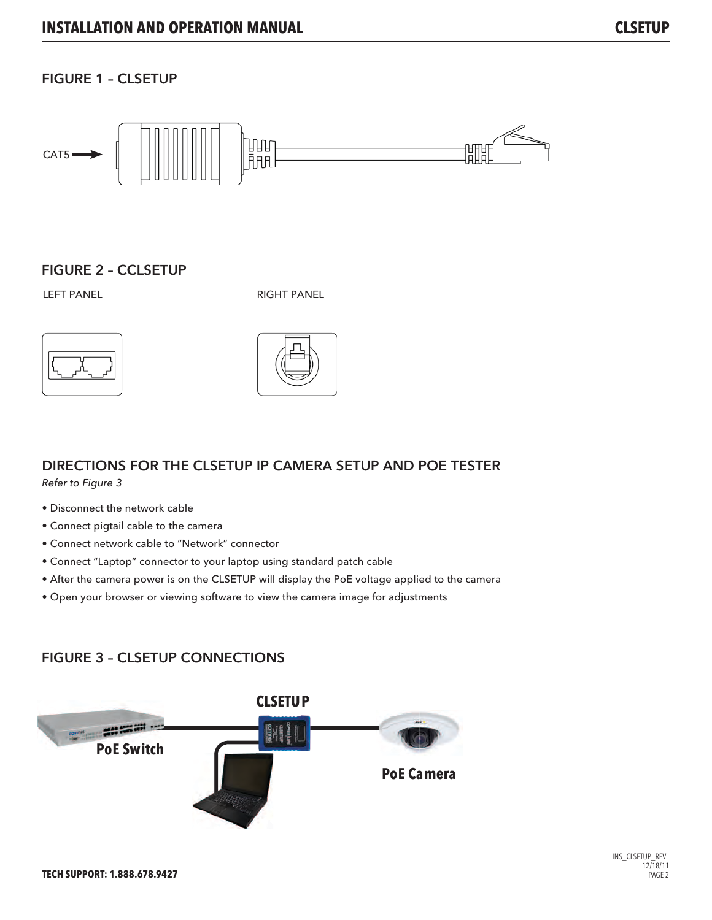## FIGURE 1 – CLSETUP

CAT5

## FIGURE 2 – CCLSETUP

LEFT PANEL

RIGHT PANEL

## DIRECTIONS FOR THE CLSETUP IP CAMERA SETUP AND POE TESTER

*Refer to Figure 3*

- Disconnect the network cable
- Connect pigtail cable to the camera
- Connect network cable to "Network" connector
- Connect "Laptop" connector to your laptop using standard patch cable
- After the camera power is on the CLSETUP will display the PoE voltage applied to the camera
- Open your browser or viewing software to view the camera image for adjustments

## FIGURE 3 – CLSETUP CONNECTIONS

CLSETUP

PoE Switch

PoE Camera

**TECH SUPPORT: 1.888.678.9427**

INS_CLSETUP_REV–
12/18/11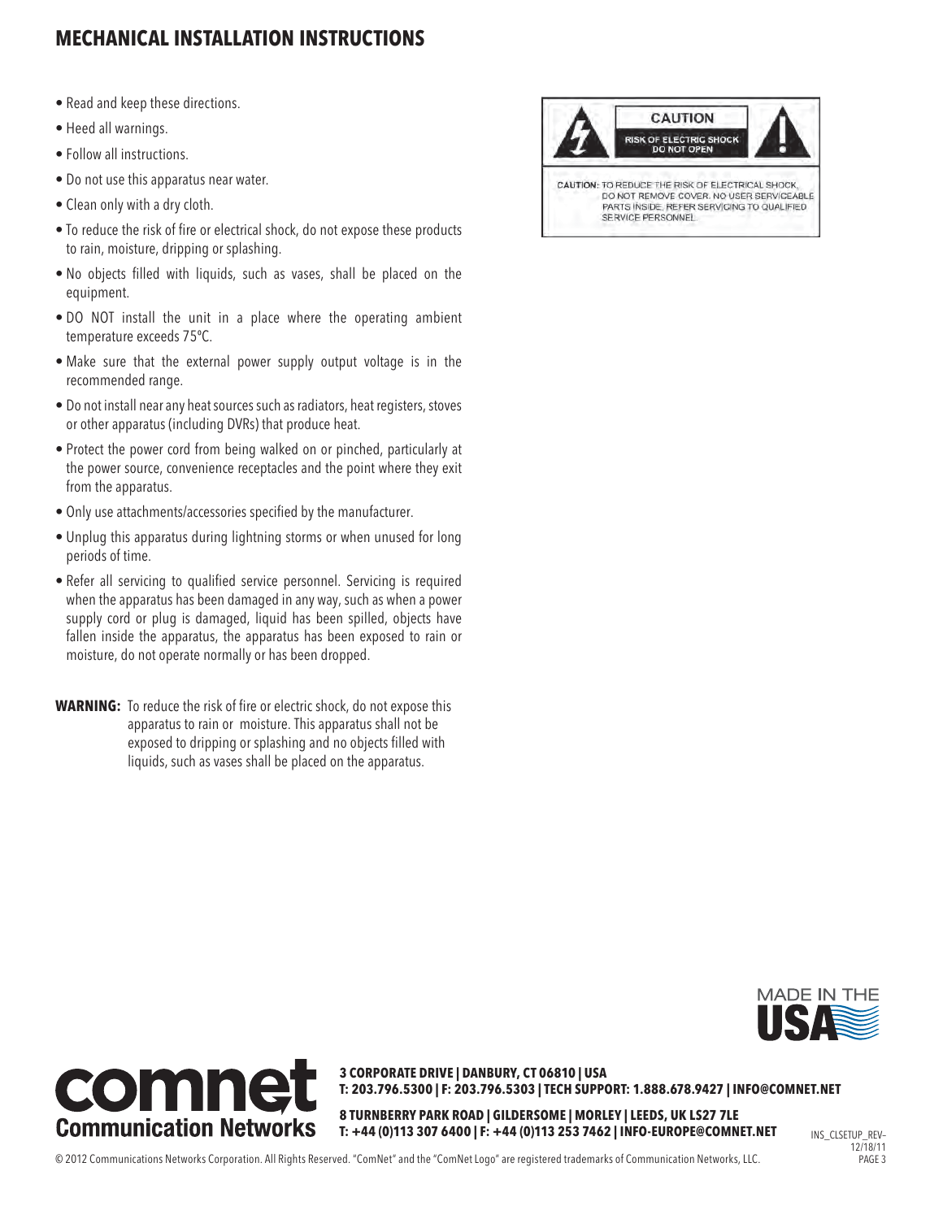## MECHANICAL INSTALLATION INSTRUCTIONS

- Read and keep these directions.
- Heed all warnings.
- Follow all instructions.
- Do not use this apparatus near water.
- Clean only with a dry cloth.
- To reduce the risk of fire or electrical shock, do not expose these products to rain, moisture, dripping or splashing.
- No objects filled with liquids, such as vases, shall be placed on the equipment.
- DO NOT install the unit in a place where the operating ambient temperature exceeds 75°C.
- Make sure that the external power supply output voltage is in the recommended range.
- Do not install near any heat sources such as radiators, heat registers, stoves or other apparatus (including DVRs) that produce heat.
- Protect the power cord from being walked on or pinched, particularly at the power source, convenience receptacles and the point where they exit from the apparatus.
- Only use attachments/accessories specified by the manufacturer.
- Unplug this apparatus during lightning storms or when unused for long periods of time.
- Refer all servicing to qualified service personnel. Servicing is required when the apparatus has been damaged in any way, such as when a power supply cord or plug is damaged, liquid has been spilled, objects have fallen inside the apparatus, the apparatus has been exposed to rain or moisture, do not operate normally or has been dropped.

**WARNING:** To reduce the risk of fire or electric shock, do not expose this apparatus to rain or moisture. This apparatus shall not be exposed to dripping or splashing and no objects filled with liquids, such as vases shall be placed on the apparatus.

**CAUTION**

RISK OF ELECTRIC SHOCK
DO NOT OPEN

CAUTION: TO REDUCE THE RISK OF ELECTRICAL SHOCK, DO NOT REMOVE COVER. NO USER SERVICEABLE PARTS INSIDE. REFER SERVICING TO QUALIFIED SERVICE PERSONNEL.

MADE IN THE USA

comnet Communication Networks

**3 CORPORATE DRIVE | DANBURY, CT 06810 | USA**
**T: 203.796.5300 | F: 203.796.5303 | TECH SUPPORT: 1.888.678.9427 | INFO@COMNET.NET**

**8 TURNBERRY PARK ROAD | GILDERSOME | MORLEY | LEEDS, UK LS27 7LE**
**T: +44 (0)113 307 6400 | F: +44 (0)113 253 7462 | INFO-EUROPE@COMNET.NET**

INS_CLSETUP_REV– 12/18/11

© 2012 Communications Networks Corporation. All Rights Reserved. "ComNet" and the "ComNet Logo" are registered trademarks of Communication Networks, LLC.